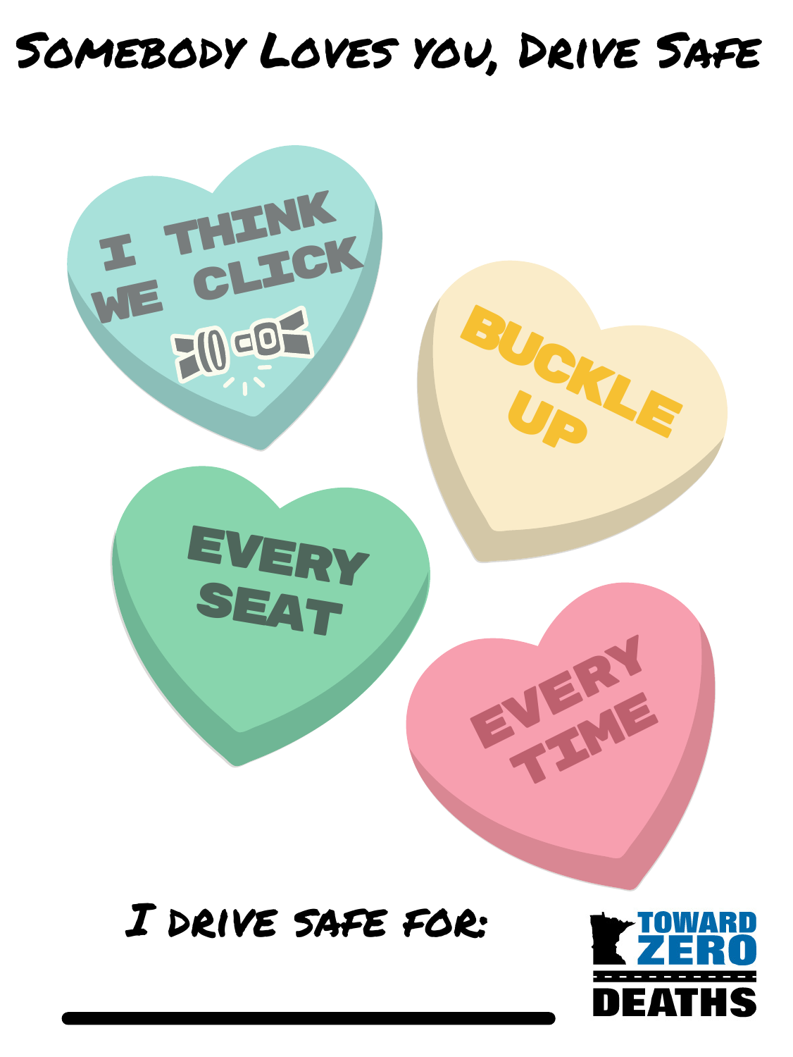# Somebody Loves you, Drive Safe

I THINK WE CLICK

BUCKLE UP

EVERY SEAT

EVERY TIME

I drive safe for:

______________________________

TOWARD ZERO DEATHS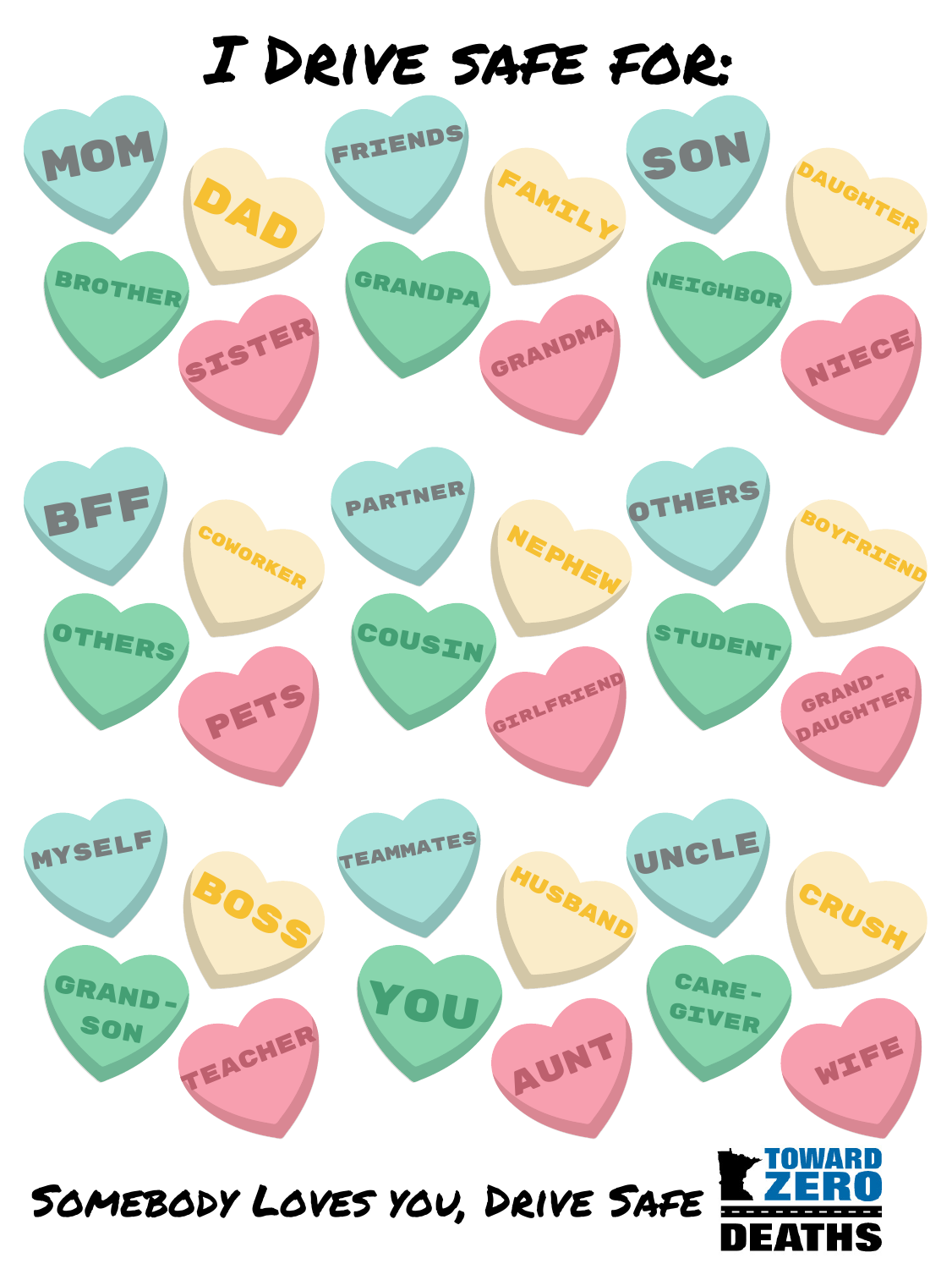# I Drive safe for:

MOM
DAD
FRIENDS
FAMILY
SON
DAUGHTER
BROTHER
SISTER
GRANDPA
GRANDMA
NEIGHBOR
NIECE

BFF
COWORKER
PARTNER
NEPHEW
OTHERS
BOYFRIEND
OTHERS
PETS
COUSIN
GIRLFRIEND
STUDENT
GRAND-DAUGHTER

MYSELF
BOSS
TEAMMATES
HUSBAND
UNCLE
CRUSH
GRAND-SON
TEACHER
YOU
AUNT
CARE-GIVER
WIFE

Somebody Loves you, Drive Safe

TOWARD ZERO DEATHS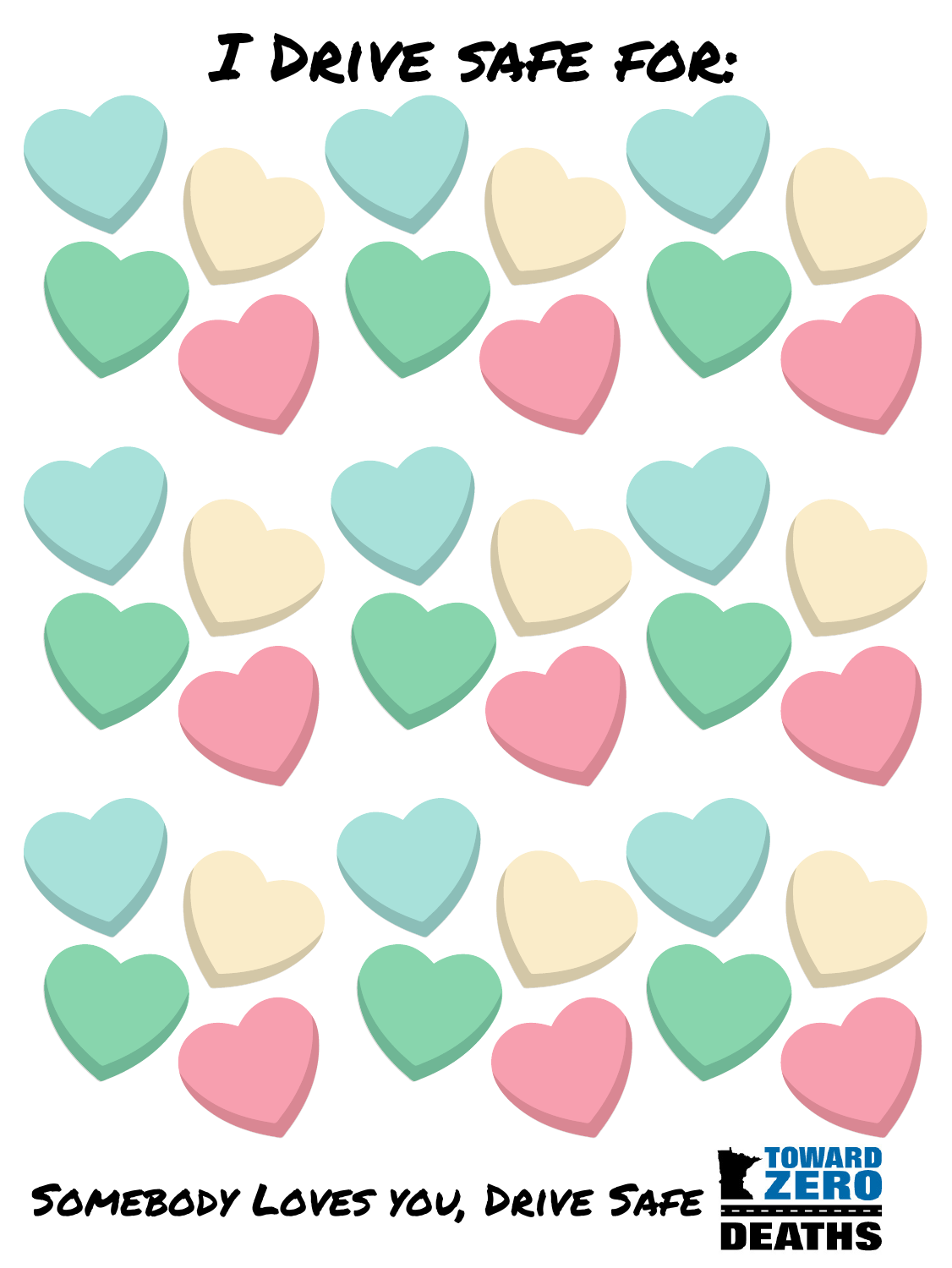# I Drive safe for:

Somebody Loves you, Drive Safe

TOWARD ZERO DEATHS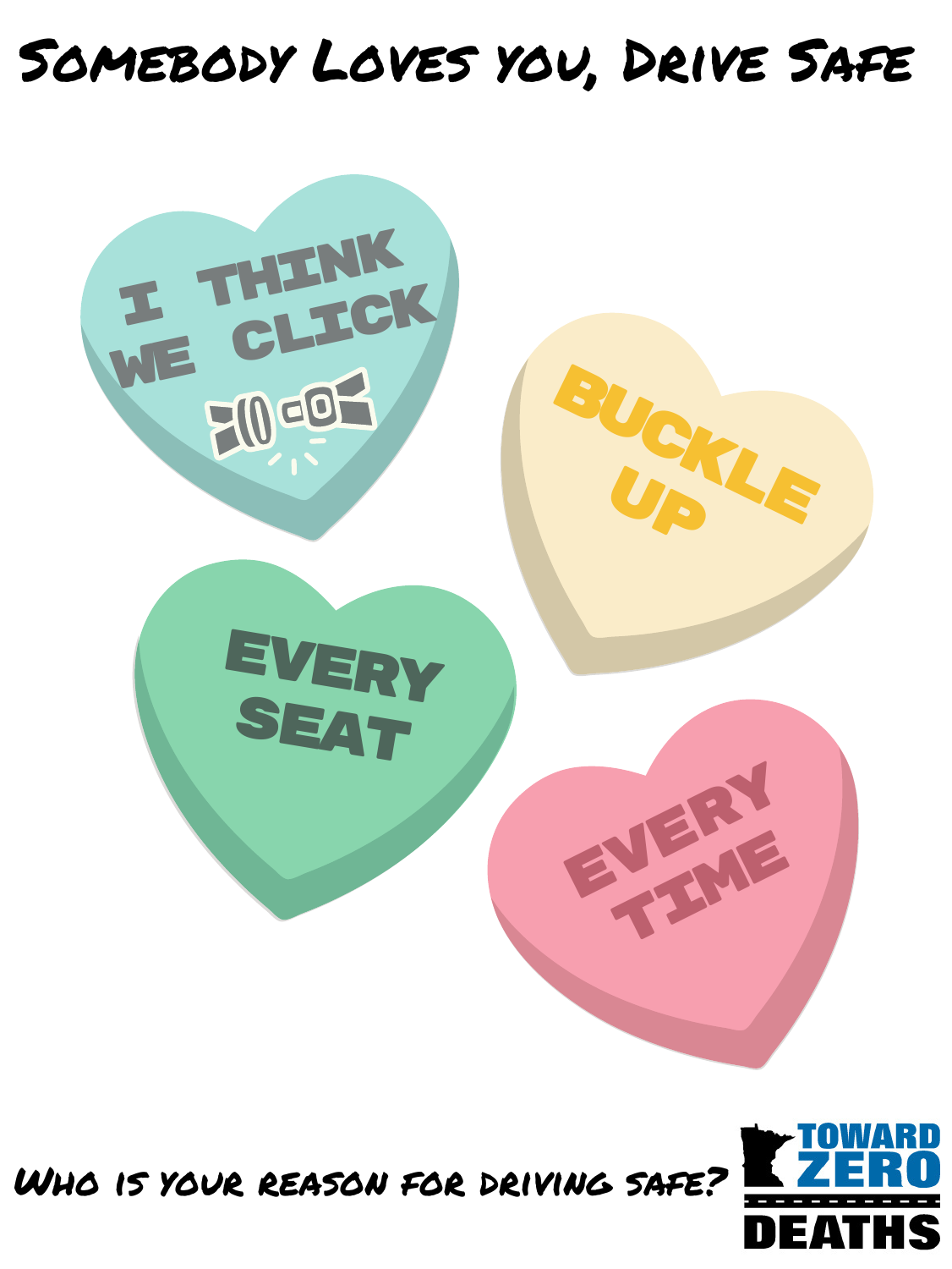# Somebody Loves you, Drive Safe

I THINK WE CLICK

BUCKLE UP

EVERY SEAT

EVERY TIME

Who is your reason for driving safe?

TOWARD ZERO DEATHS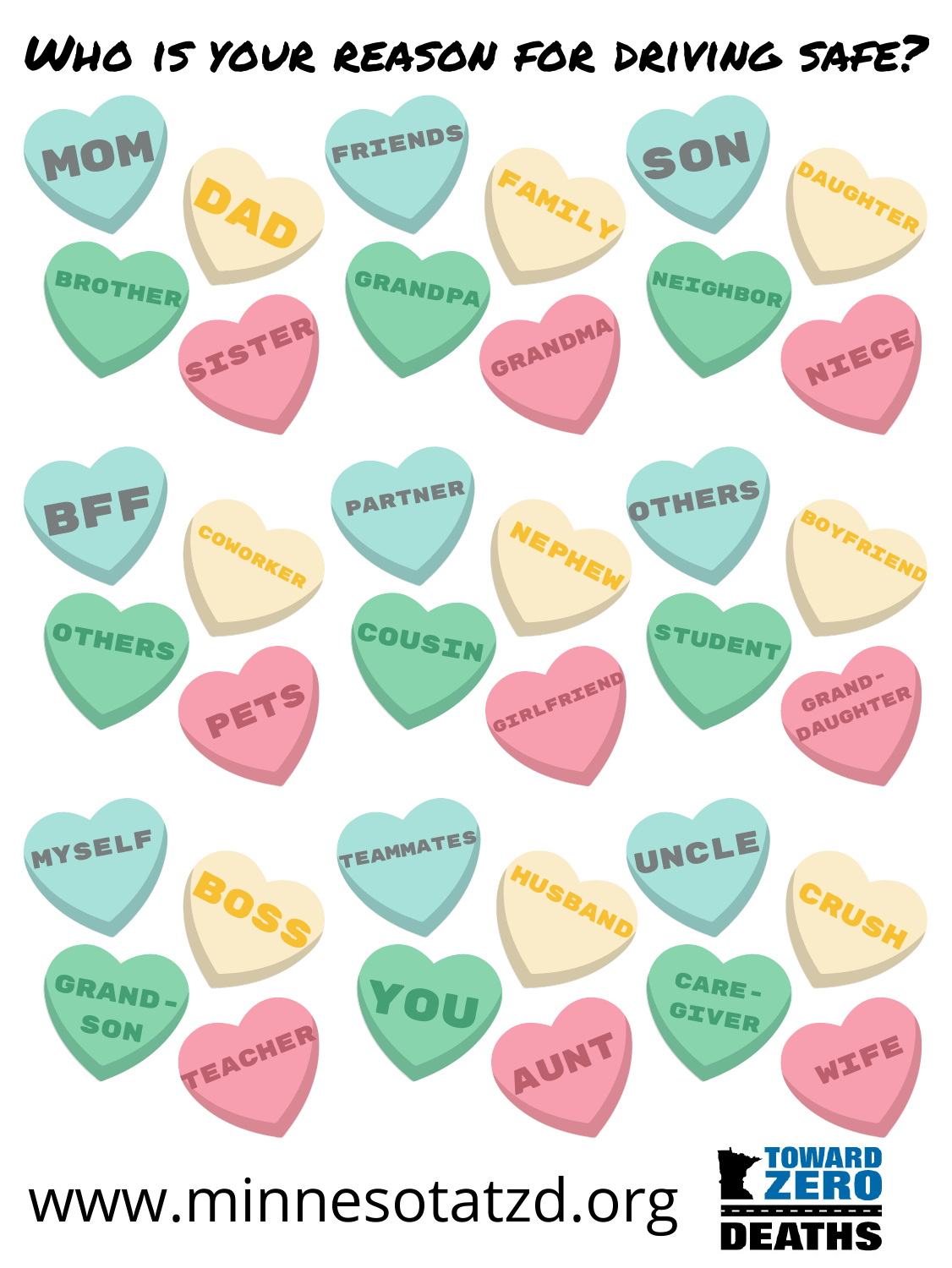# Who is your reason for driving safe?

MOM

DAD

FRIENDS

FAMILY

SON

DAUGHTER

BROTHER

SISTER

GRANDPA

GRANDMA

NEIGHBOR

NIECE

BFF

COWORKER

PARTNER

NEPHEW

OTHERS

BOYFRIEND

OTHERS

PETS

COUSIN

GIRLFRIEND

STUDENT

GRAND-DAUGHTER

MYSELF

BOSS

TEAMMATES

HUSBAND

UNCLE

CRUSH

GRAND-SON

TEACHER

YOU

AUNT

CARE-GIVER

WIFE

www.minnesotatzd.org

TOWARD ZERO DEATHS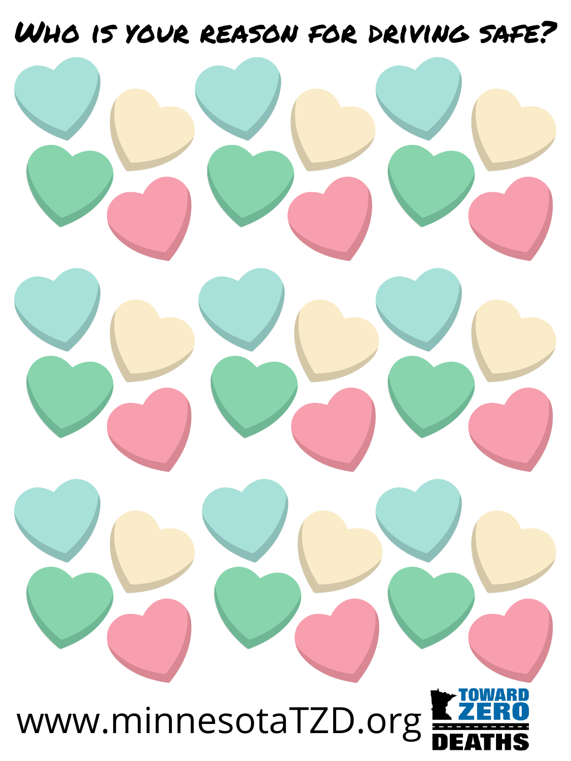# Who is your reason for driving safe?

www.minnesotaTZD.org

TOWARD ZERO DEATHS